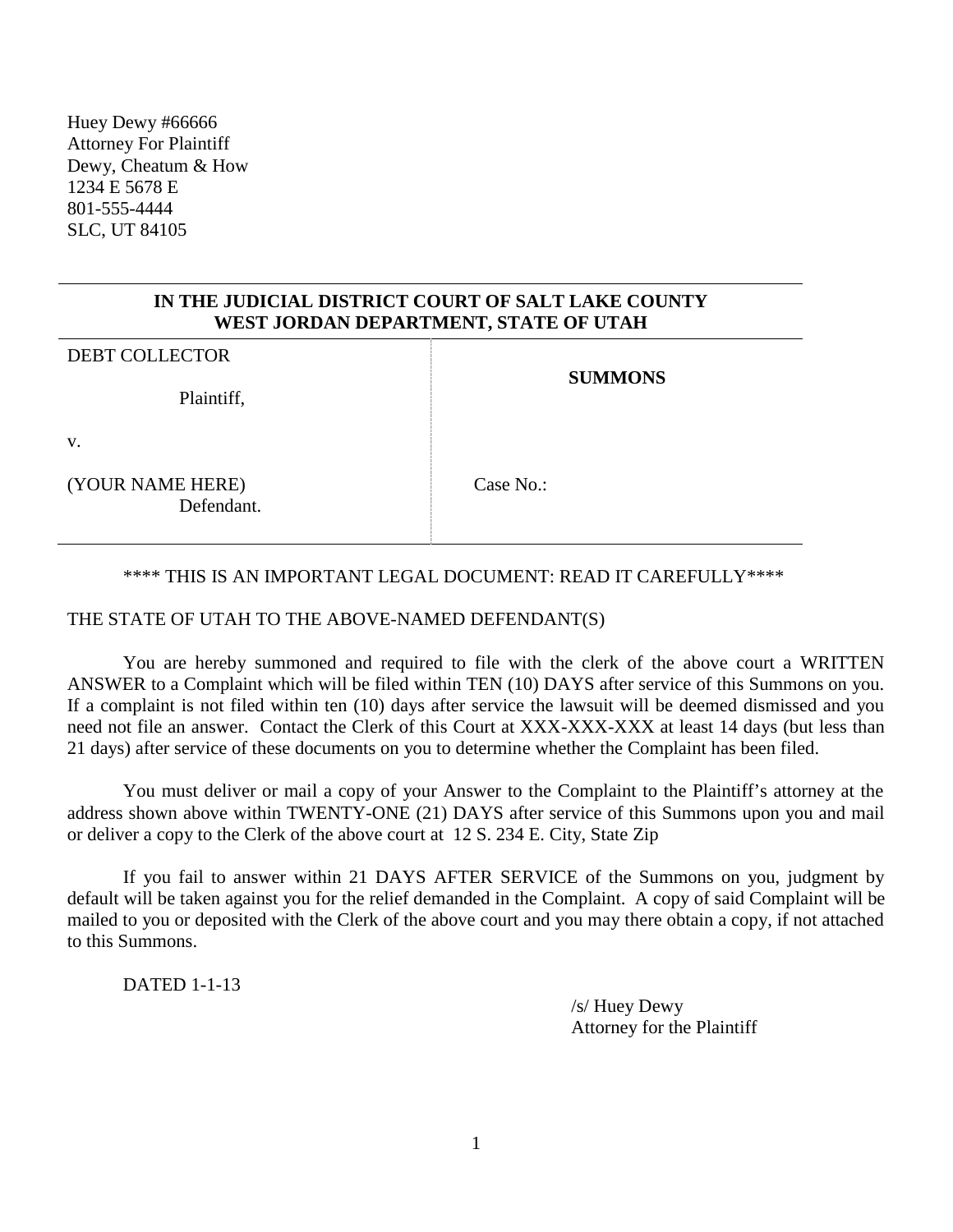Huey Dewy #66666
Attorney For Plaintiff
Dewy, Cheatum & How
1234 E 5678 E
801-555-4444
SLC, UT 84105

**IN THE JUDICIAL DISTRICT COURT OF SALT LAKE COUNTY**
**WEST JORDAN DEPARTMENT, STATE OF UTAH**

| | |
|---|---|
| DEBT COLLECTOR<br><br>Plaintiff,<br><br>v.<br><br>(YOUR NAME HERE)<br>Defendant. | **SUMMONS**<br><br><br><br>Case No.: |

\*\*\*\* THIS IS AN IMPORTANT LEGAL DOCUMENT: READ IT CAREFULLY\*\*\*\*

THE STATE OF UTAH TO THE ABOVE-NAMED DEFENDANT(S)

You are hereby summoned and required to file with the clerk of the above court a WRITTEN ANSWER to a Complaint which will be filed within TEN (10) DAYS after service of this Summons on you. If a complaint is not filed within ten (10) days after service the lawsuit will be deemed dismissed and you need not file an answer. Contact the Clerk of this Court at XXX-XXX-XXX at least 14 days (but less than 21 days) after service of these documents on you to determine whether the Complaint has been filed.

You must deliver or mail a copy of your Answer to the Complaint to the Plaintiff's attorney at the address shown above within TWENTY-ONE (21) DAYS after service of this Summons upon you and mail or deliver a copy to the Clerk of the above court at 12 S. 234 E. City, State Zip

If you fail to answer within 21 DAYS AFTER SERVICE of the Summons on you, judgment by default will be taken against you for the relief demanded in the Complaint. A copy of said Complaint will be mailed to you or deposited with the Clerk of the above court and you may there obtain a copy, if not attached to this Summons.

DATED 1-1-13

/s/ Huey Dewy
Attorney for the Plaintiff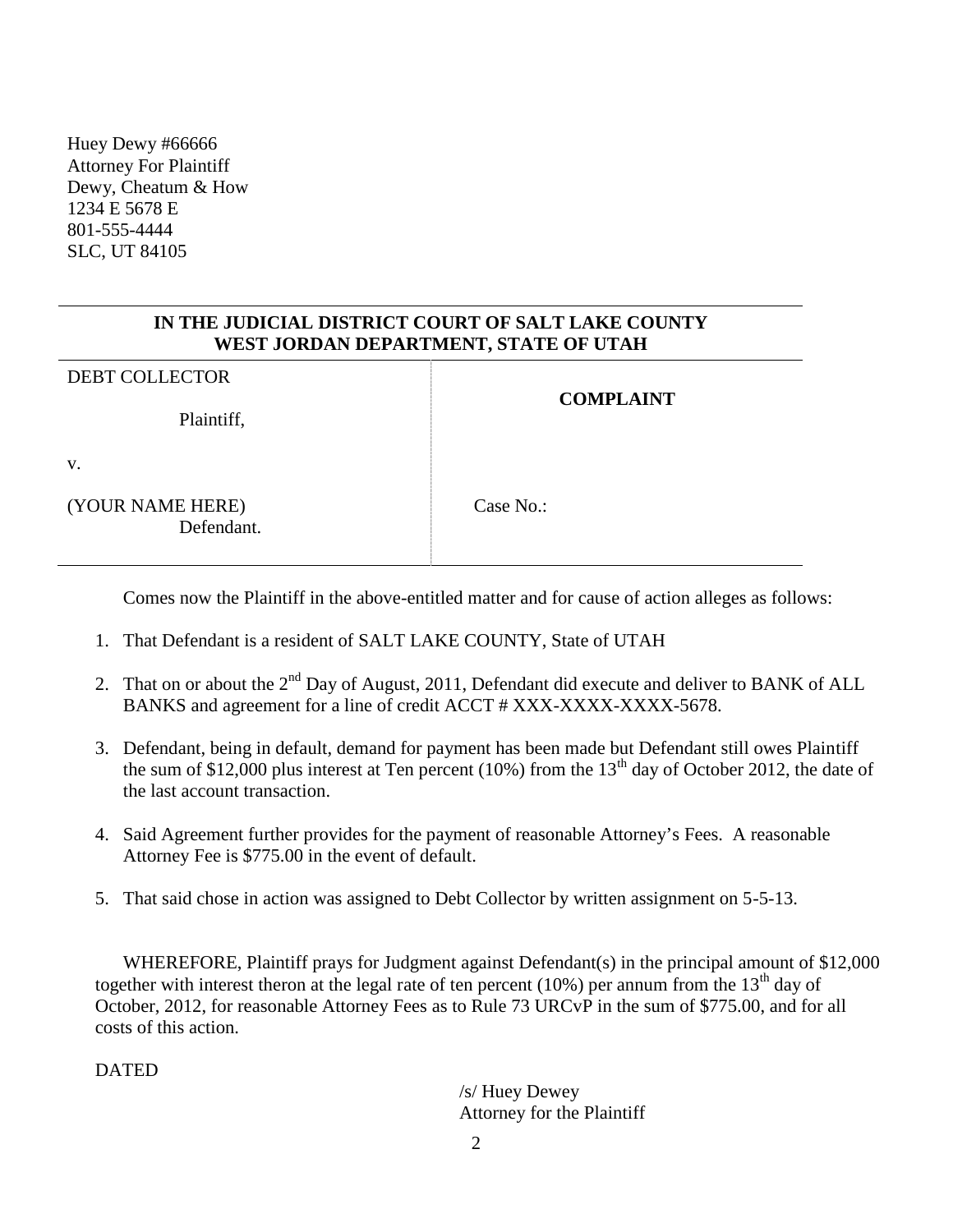Huey Dewy #66666
Attorney For Plaintiff
Dewy, Cheatum & How
1234 E 5678 E
801-555-4444
SLC, UT 84105

**IN THE JUDICIAL DISTRICT COURT OF SALT LAKE COUNTY**
**WEST JORDAN DEPARTMENT, STATE OF UTAH**

| | |
|---|---|
| DEBT COLLECTOR<br><br>Plaintiff,<br><br>v.<br><br>(YOUR NAME HERE)<br>Defendant. | **COMPLAINT**<br><br><br><br>Case No.: |

Comes now the Plaintiff in the above-entitled matter and for cause of action alleges as follows:

1. That Defendant is a resident of SALT LAKE COUNTY, State of UTAH
2. That on or about the 2nd Day of August, 2011, Defendant did execute and deliver to BANK of ALL BANKS and agreement for a line of credit ACCT # XXX-XXXX-XXXX-5678.
3. Defendant, being in default, demand for payment has been made but Defendant still owes Plaintiff the sum of $12,000 plus interest at Ten percent (10%) from the 13th day of October 2012, the date of the last account transaction.
4. Said Agreement further provides for the payment of reasonable Attorney's Fees. A reasonable Attorney Fee is $775.00 in the event of default.
5. That said chose in action was assigned to Debt Collector by written assignment on 5-5-13.

WHEREFORE, Plaintiff prays for Judgment against Defendant(s) in the principal amount of $12,000 together with interest theron at the legal rate of ten percent (10%) per annum from the 13th day of October, 2012, for reasonable Attorney Fees as to Rule 73 URCvP in the sum of $775.00, and for all costs of this action.

DATED

/s/ Huey Dewey
Attorney for the Plaintiff